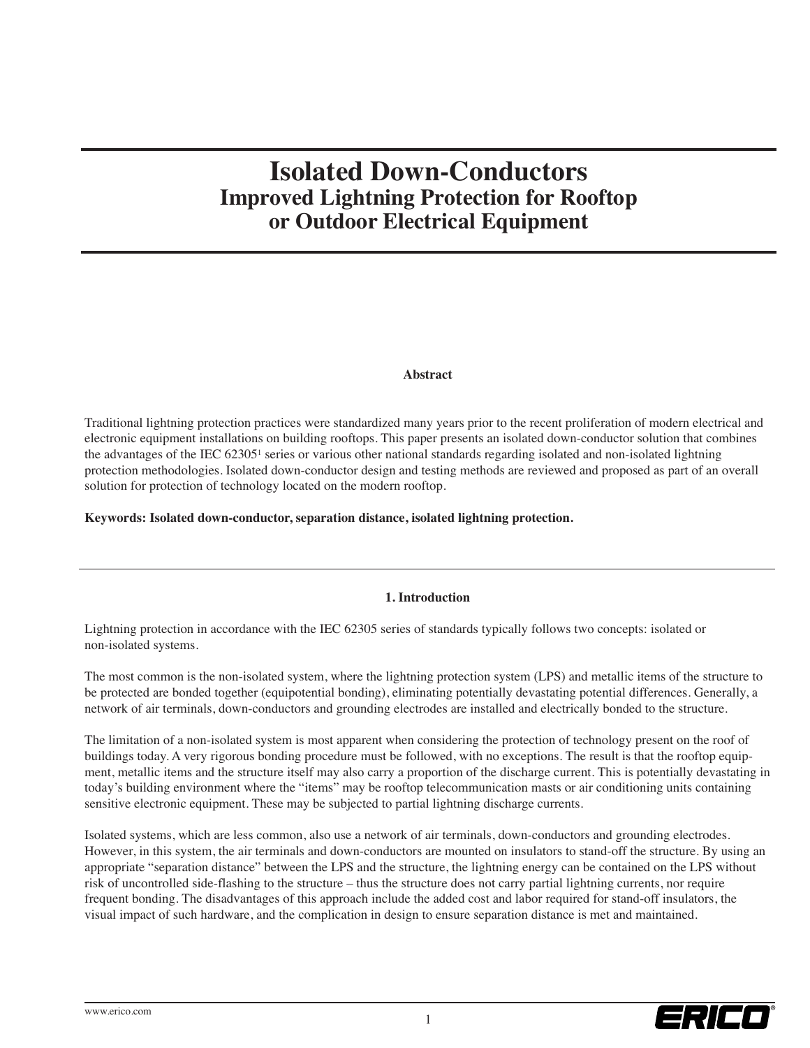# Isolated Down-Conductors
## Improved Lightning Protection for Rooftop or Outdoor Electrical Equipment

### Abstract

Traditional lightning protection practices were standardized many years prior to the recent proliferation of modern electrical and electronic equipment installations on building rooftops. This paper presents an isolated down-conductor solution that combines the advantages of the IEC 62305[1] series or various other national standards regarding isolated and non-isolated lightning protection methodologies. Isolated down-conductor design and testing methods are reviewed and proposed as part of an overall solution for protection of technology located on the modern rooftop.

**Keywords: Isolated down-conductor, separation distance, isolated lightning protection.**

---

### 1. Introduction

Lightning protection in accordance with the IEC 62305 series of standards typically follows two concepts: isolated or non-isolated systems.

The most common is the non-isolated system, where the lightning protection system (LPS) and metallic items of the structure to be protected are bonded together (equipotential bonding), eliminating potentially devastating potential differences. Generally, a network of air terminals, down-conductors and grounding electrodes are installed and electrically bonded to the structure.

The limitation of a non-isolated system is most apparent when considering the protection of technology present on the roof of buildings today. A very rigorous bonding procedure must be followed, with no exceptions. The result is that the rooftop equipment, metallic items and the structure itself may also carry a proportion of the discharge current. This is potentially devastating in today's building environment where the "items" may be rooftop telecommunication masts or air conditioning units containing sensitive electronic equipment. These may be subjected to partial lightning discharge currents.

Isolated systems, which are less common, also use a network of air terminals, down-conductors and grounding electrodes. However, in this system, the air terminals and down-conductors are mounted on insulators to stand-off the structure. By using an appropriate "separation distance" between the LPS and the structure, the lightning energy can be contained on the LPS without risk of uncontrolled side-flashing to the structure – thus the structure does not carry partial lightning currents, nor require frequent bonding. The disadvantages of this approach include the added cost and labor required for stand-off insulators, the visual impact of such hardware, and the complication in design to ensure separation distance is met and maintained.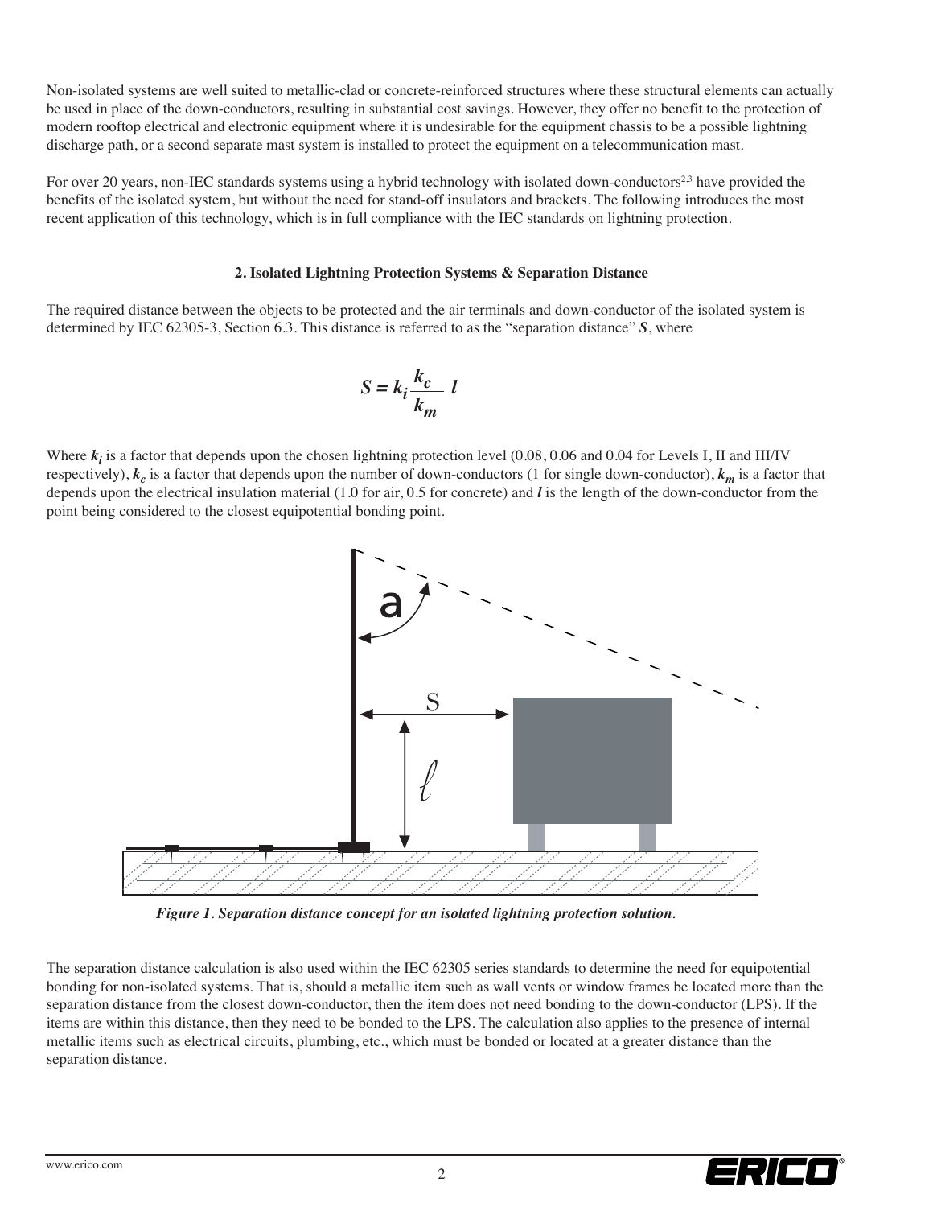Non-isolated systems are well suited to metallic-clad or concrete-reinforced structures where these structural elements can actually be used in place of the down-conductors, resulting in substantial cost savings. However, they offer no benefit to the protection of modern rooftop electrical and electronic equipment where it is undesirable for the equipment chassis to be a possible lightning discharge path, or a second separate mast system is installed to protect the equipment on a telecommunication mast.

For over 20 years, non-IEC standards systems using a hybrid technology with isolated down-conductors[2,3] have provided the benefits of the isolated system, but without the need for stand-off insulators and brackets. The following introduces the most recent application of this technology, which is in full compliance with the IEC standards on lightning protection.

## 2. Isolated Lightning Protection Systems & Separation Distance

The required distance between the objects to be protected and the air terminals and down-conductor of the isolated system is determined by IEC 62305-3, Section 6.3. This distance is referred to as the "separation distance" $S$, where

$$S = k_i \frac{k_c}{k_m} l$$

Where $k_i$ is a factor that depends upon the chosen lightning protection level (0.08, 0.06 and 0.04 for Levels I, II and III/IV respectively), $k_c$ is a factor that depends upon the number of down-conductors (1 for single down-conductor), $k_m$ is a factor that depends upon the electrical insulation material (1.0 for air, 0.5 for concrete) and $l$ is the length of the down-conductor from the point being considered to the closest equipotential bonding point.

*Figure 1. Separation distance concept for an isolated lightning protection solution.*

The separation distance calculation is also used within the IEC 62305 series standards to determine the need for equipotential bonding for non-isolated systems. That is, should a metallic item such as wall vents or window frames be located more than the separation distance from the closest down-conductor, then the item does not need bonding to the down-conductor (LPS). If the items are within this distance, then they need to be bonded to the LPS. The calculation also applies to the presence of internal metallic items such as electrical circuits, plumbing, etc., which must be bonded or located at a greater distance than the separation distance.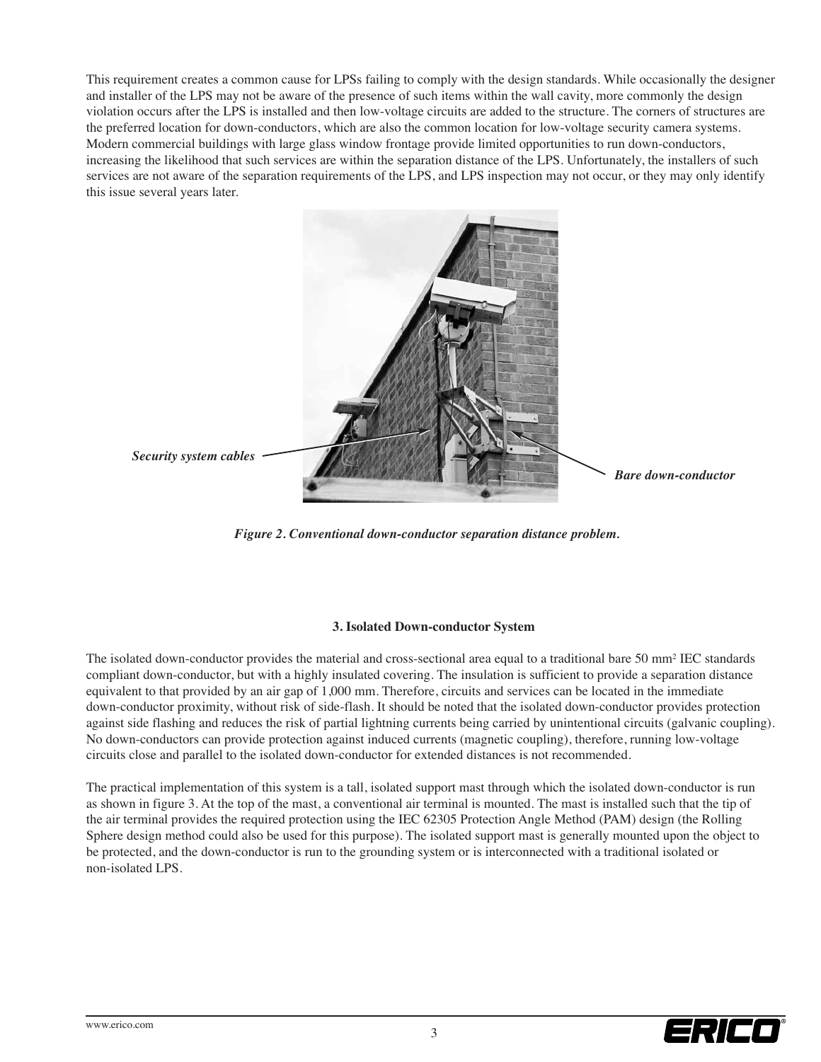This requirement creates a common cause for LPSs failing to comply with the design standards. While occasionally the designer and installer of the LPS may not be aware of the presence of such items within the wall cavity, more commonly the design violation occurs after the LPS is installed and then low-voltage circuits are added to the structure. The corners of structures are the preferred location for down-conductors, which are also the common location for low-voltage security camera systems. Modern commercial buildings with large glass window frontage provide limited opportunities to run down-conductors, increasing the likelihood that such services are within the separation distance of the LPS. Unfortunately, the installers of such services are not aware of the separation requirements of the LPS, and LPS inspection may not occur, or they may only identify this issue several years later.

*Security system cables*

*Bare down-conductor*

***Figure 2. Conventional down-conductor separation distance problem.***

### 3. Isolated Down-conductor System

The isolated down-conductor provides the material and cross-sectional area equal to a traditional bare 50 $mm^2$ IEC standards compliant down-conductor, but with a highly insulated covering. The insulation is sufficient to provide a separation distance equivalent to that provided by an air gap of 1,000 mm. Therefore, circuits and services can be located in the immediate down-conductor proximity, without risk of side-flash. It should be noted that the isolated down-conductor provides protection against side flashing and reduces the risk of partial lightning currents being carried by unintentional circuits (galvanic coupling). No down-conductors can provide protection against induced currents (magnetic coupling), therefore, running low-voltage circuits close and parallel to the isolated down-conductor for extended distances is not recommended.

The practical implementation of this system is a tall, isolated support mast through which the isolated down-conductor is run as shown in figure 3. At the top of the mast, a conventional air terminal is mounted. The mast is installed such that the tip of the air terminal provides the required protection using the IEC 62305 Protection Angle Method (PAM) design (the Rolling Sphere design method could also be used for this purpose). The isolated support mast is generally mounted upon the object to be protected, and the down-conductor is run to the grounding system or is interconnected with a traditional isolated or non-isolated LPS.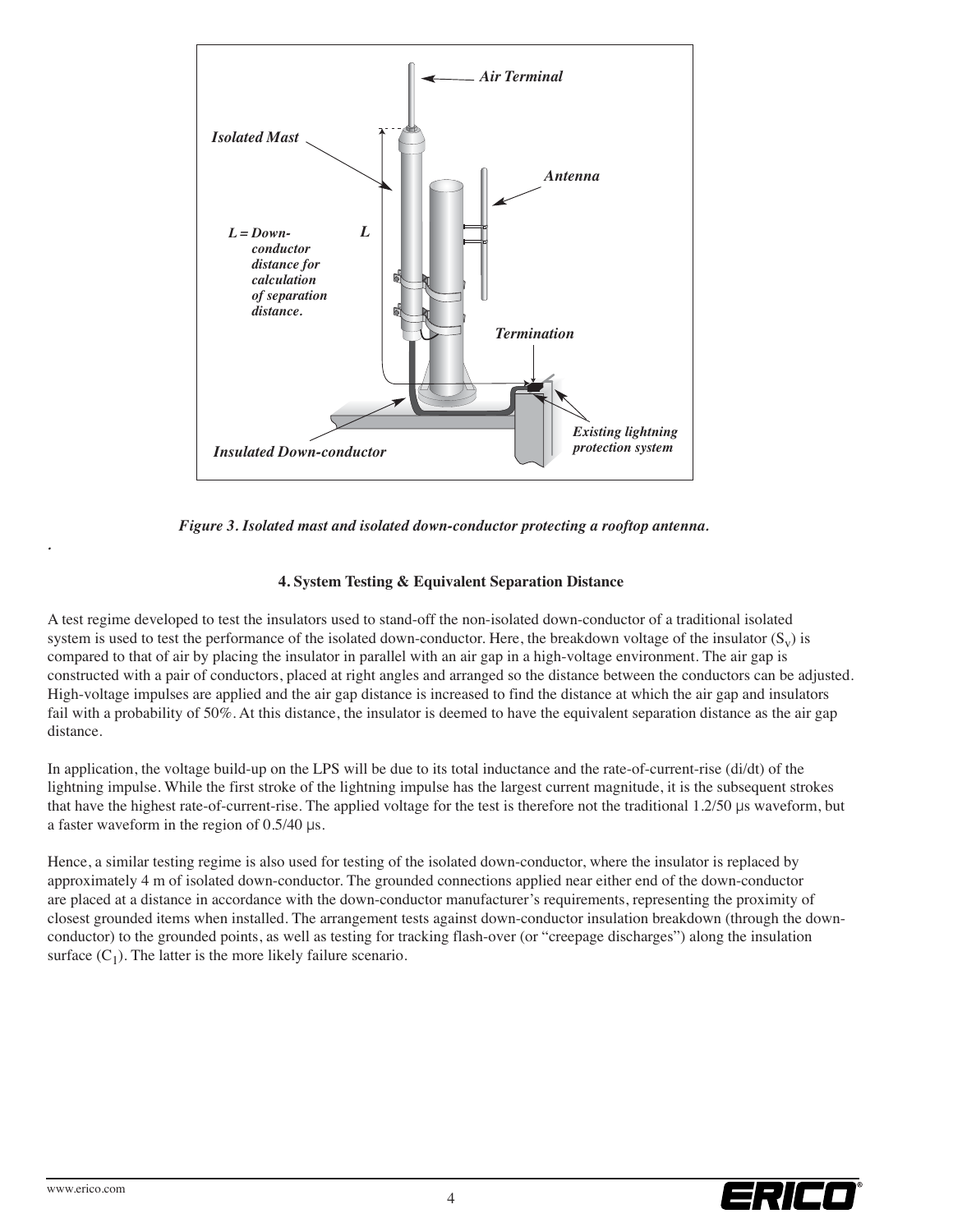*Figure 3. Isolated mast and isolated down-conductor protecting a rooftop antenna.*

### 4. System Testing & Equivalent Separation Distance

A test regime developed to test the insulators used to stand-off the non-isolated down-conductor of a traditional isolated system is used to test the performance of the isolated down-conductor. Here, the breakdown voltage of the insulator ($S_v$) is compared to that of air by placing the insulator in parallel with an air gap in a high-voltage environment. The air gap is constructed with a pair of conductors, placed at right angles and arranged so the distance between the conductors can be adjusted. High-voltage impulses are applied and the air gap distance is increased to find the distance at which the air gap and insulators fail with a probability of 50%. At this distance, the insulator is deemed to have the equivalent separation distance as the air gap distance.

In application, the voltage build-up on the LPS will be due to its total inductance and the rate-of-current-rise (di/dt) of the lightning impulse. While the first stroke of the lightning impulse has the largest current magnitude, it is the subsequent strokes that have the highest rate-of-current-rise. The applied voltage for the test is therefore not the traditional 1.2/50 μs waveform, but a faster waveform in the region of 0.5/40 μs.

Hence, a similar testing regime is also used for testing of the isolated down-conductor, where the insulator is replaced by approximately 4 m of isolated down-conductor. The grounded connections applied near either end of the down-conductor are placed at a distance in accordance with the down-conductor manufacturer's requirements, representing the proximity of closest grounded items when installed. The arrangement tests against down-conductor insulation breakdown (through the down-conductor) to the grounded points, as well as testing for tracking flash-over (or "creepage discharges") along the insulation surface ($C_1$). The latter is the more likely failure scenario.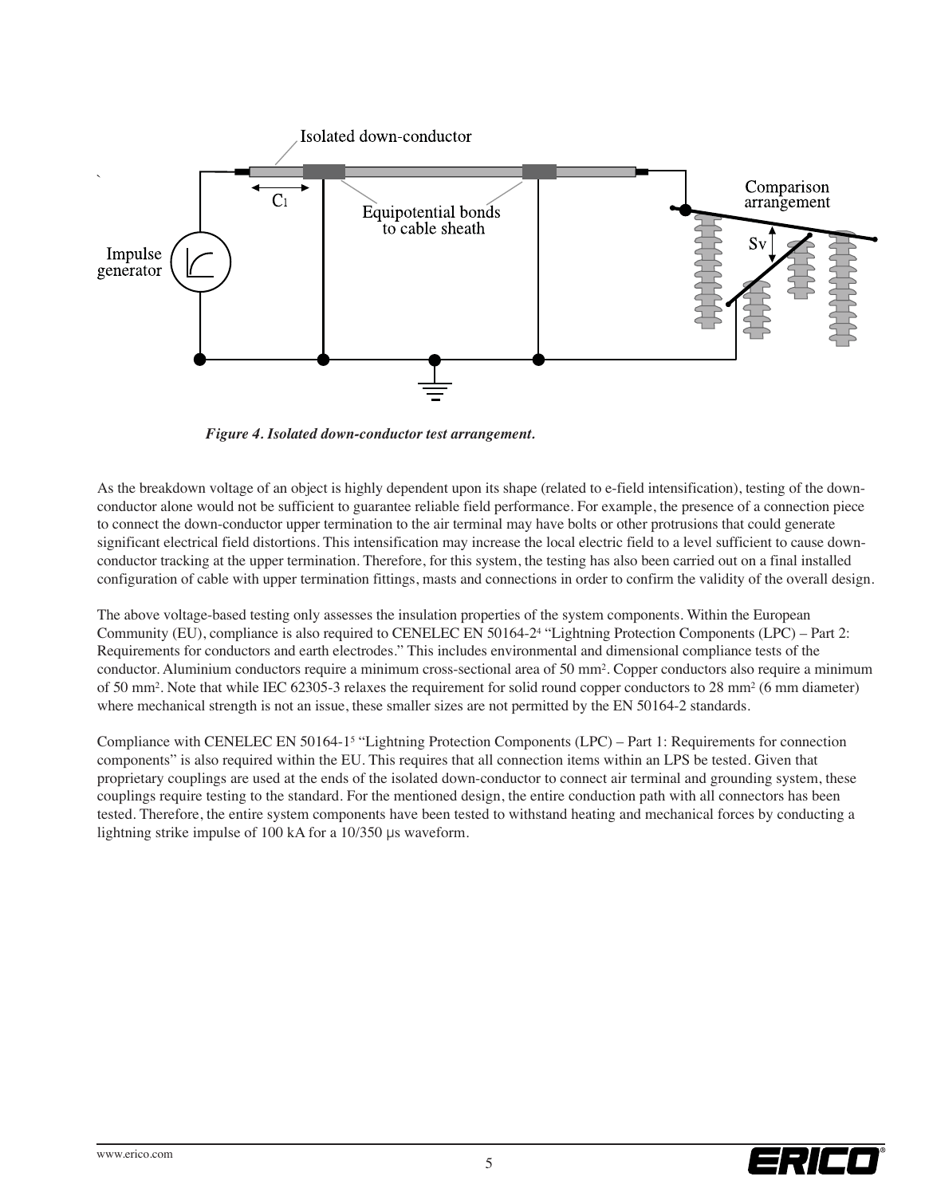*Figure 4. Isolated down-conductor test arrangement.*

As the breakdown voltage of an object is highly dependent upon its shape (related to e-field intensification), testing of the down-conductor alone would not be sufficient to guarantee reliable field performance. For example, the presence of a connection piece to connect the down-conductor upper termination to the air terminal may have bolts or other protrusions that could generate significant electrical field distortions. This intensification may increase the local electric field to a level sufficient to cause down-conductor tracking at the upper termination. Therefore, for this system, the testing has also been carried out on a final installed configuration of cable with upper termination fittings, masts and connections in order to confirm the validity of the overall design.

The above voltage-based testing only assesses the insulation properties of the system components. Within the European Community (EU), compliance is also required to CENELEC EN 50164-2[4] "Lightning Protection Components (LPC) – Part 2: Requirements for conductors and earth electrodes." This includes environmental and dimensional compliance tests of the conductor. Aluminium conductors require a minimum cross-sectional area of 50 mm$^2$. Copper conductors also require a minimum of 50 mm$^2$. Note that while IEC 62305-3 relaxes the requirement for solid round copper conductors to 28 mm$^2$ (6 mm diameter) where mechanical strength is not an issue, these smaller sizes are not permitted by the EN 50164-2 standards.

Compliance with CENELEC EN 50164-1[5] "Lightning Protection Components (LPC) – Part 1: Requirements for connection components" is also required within the EU. This requires that all connection items within an LPS be tested. Given that proprietary couplings are used at the ends of the isolated down-conductor to connect air terminal and grounding system, these couplings require testing to the standard. For the mentioned design, the entire conduction path with all connectors has been tested. Therefore, the entire system components have been tested to withstand heating and mechanical forces by conducting a lightning strike impulse of 100 kA for a 10/350 µs waveform.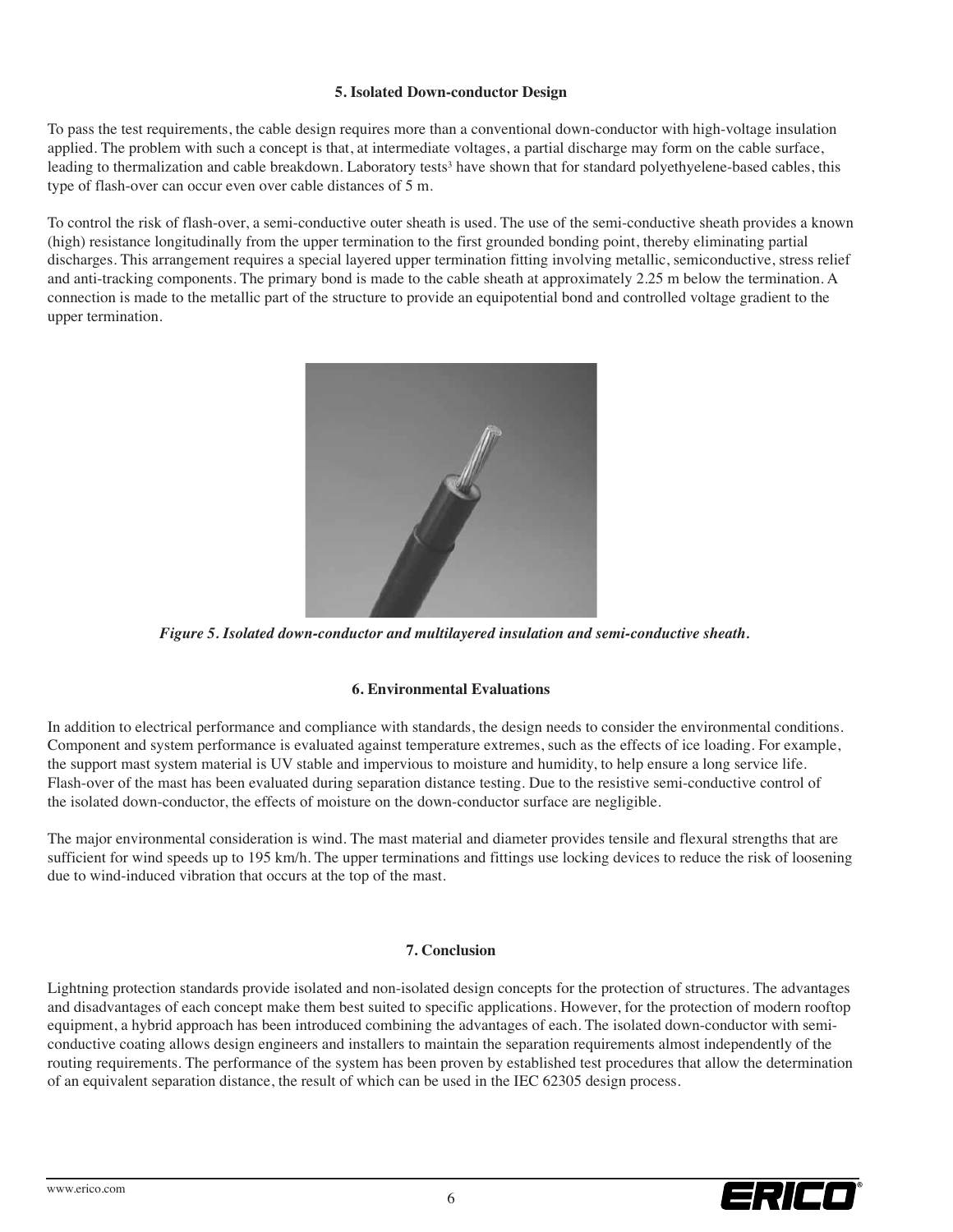## 5. Isolated Down-conductor Design

To pass the test requirements, the cable design requires more than a conventional down-conductor with high-voltage insulation applied. The problem with such a concept is that, at intermediate voltages, a partial discharge may form on the cable surface, leading to thermalization and cable breakdown. Laboratory tests[3] have shown that for standard polyethyelene-based cables, this type of flash-over can occur even over cable distances of 5 m.

To control the risk of flash-over, a semi-conductive outer sheath is used. The use of the semi-conductive sheath provides a known (high) resistance longitudinally from the upper termination to the first grounded bonding point, thereby eliminating partial discharges. This arrangement requires a special layered upper termination fitting involving metallic, semiconductive, stress relief and anti-tracking components. The primary bond is made to the cable sheath at approximately 2.25 m below the termination. A connection is made to the metallic part of the structure to provide an equipotential bond and controlled voltage gradient to the upper termination.

*Figure 5. Isolated down-conductor and multilayered insulation and semi-conductive sheath.*

## 6. Environmental Evaluations

In addition to electrical performance and compliance with standards, the design needs to consider the environmental conditions. Component and system performance is evaluated against temperature extremes, such as the effects of ice loading. For example, the support mast system material is UV stable and impervious to moisture and humidity, to help ensure a long service life. Flash-over of the mast has been evaluated during separation distance testing. Due to the resistive semi-conductive control of the isolated down-conductor, the effects of moisture on the down-conductor surface are negligible.

The major environmental consideration is wind. The mast material and diameter provides tensile and flexural strengths that are sufficient for wind speeds up to 195 km/h. The upper terminations and fittings use locking devices to reduce the risk of loosening due to wind-induced vibration that occurs at the top of the mast.

## 7. Conclusion

Lightning protection standards provide isolated and non-isolated design concepts for the protection of structures. The advantages and disadvantages of each concept make them best suited to specific applications. However, for the protection of modern rooftop equipment, a hybrid approach has been introduced combining the advantages of each. The isolated down-conductor with semi-conductive coating allows design engineers and installers to maintain the separation requirements almost independently of the routing requirements. The performance of the system has been proven by established test procedures that allow the determination of an equivalent separation distance, the result of which can be used in the IEC 62305 design process.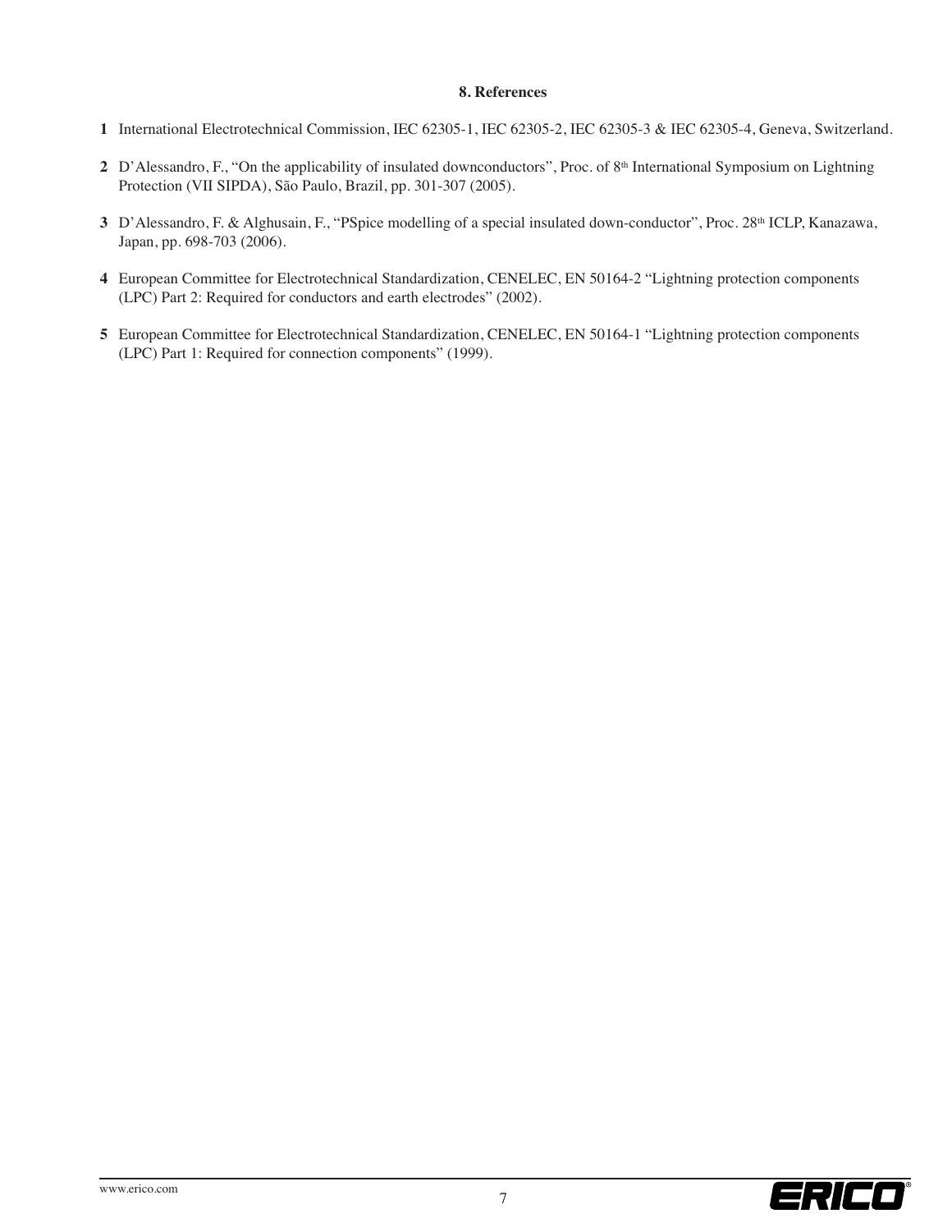## 8. References

1. International Electrotechnical Commission, IEC 62305-1, IEC 62305-2, IEC 62305-3 & IEC 62305-4, Geneva, Switzerland.

2. D'Alessandro, F., "On the applicability of insulated downconductors", Proc. of 8th International Symposium on Lightning Protection (VII SIPDA), São Paulo, Brazil, pp. 301-307 (2005).

3. D'Alessandro, F. & Alghusain, F., "PSpice modelling of a special insulated down-conductor", Proc. 28th ICLP, Kanazawa, Japan, pp. 698-703 (2006).

4. European Committee for Electrotechnical Standardization, CENELEC, EN 50164-2 "Lightning protection components (LPC) Part 2: Required for conductors and earth electrodes" (2002).

5. European Committee for Electrotechnical Standardization, CENELEC, EN 50164-1 "Lightning protection components (LPC) Part 1: Required for connection components" (1999).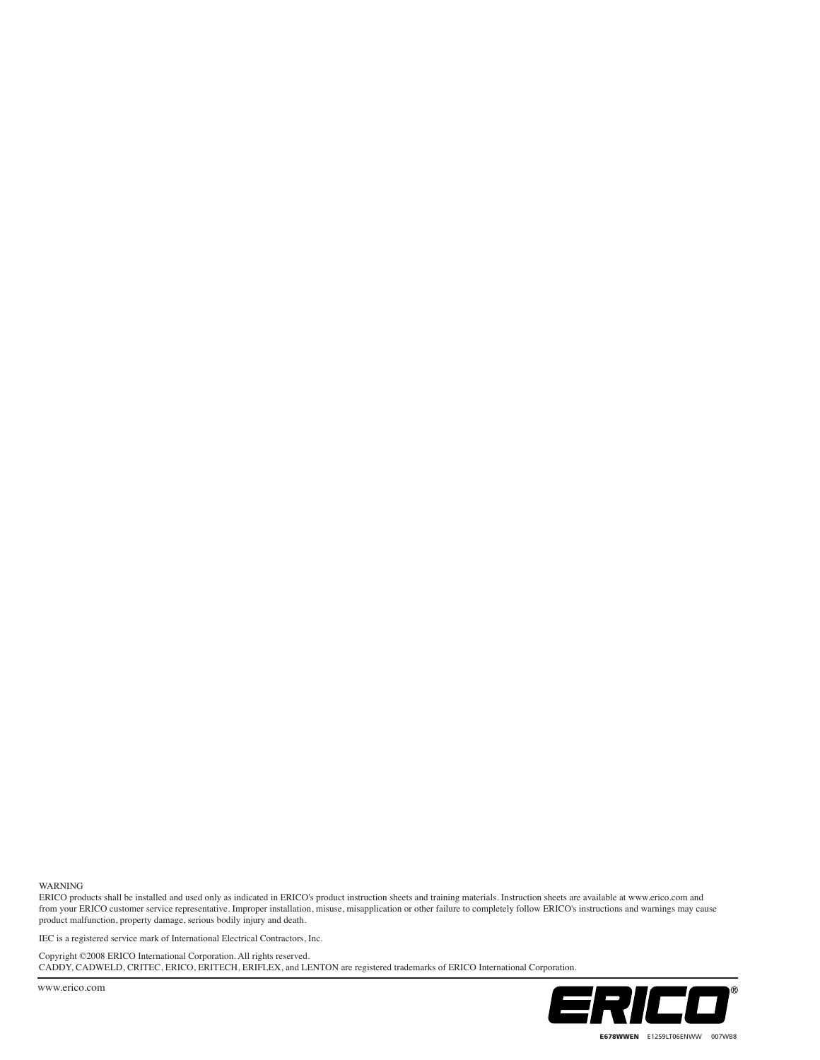WARNING

ERICO products shall be installed and used only as indicated in ERICO's product instruction sheets and training materials. Instruction sheets are available at www.erico.com and from your ERICO customer service representative. Improper installation, misuse, misapplication or other failure to completely follow ERICO's instructions and warnings may cause product malfunction, property damage, serious bodily injury and death.

IEC is a registered service mark of International Electrical Contractors, Inc.

Copyright ©2008 ERICO International Corporation. All rights reserved.
CADDY, CADWELD, CRITEC, ERICO, ERITECH, ERIFLEX, and LENTON are registered trademarks of ERICO International Corporation.

www.erico.com

ERICO®

**E678WWEN** E1259LT06ENWW 007WB8